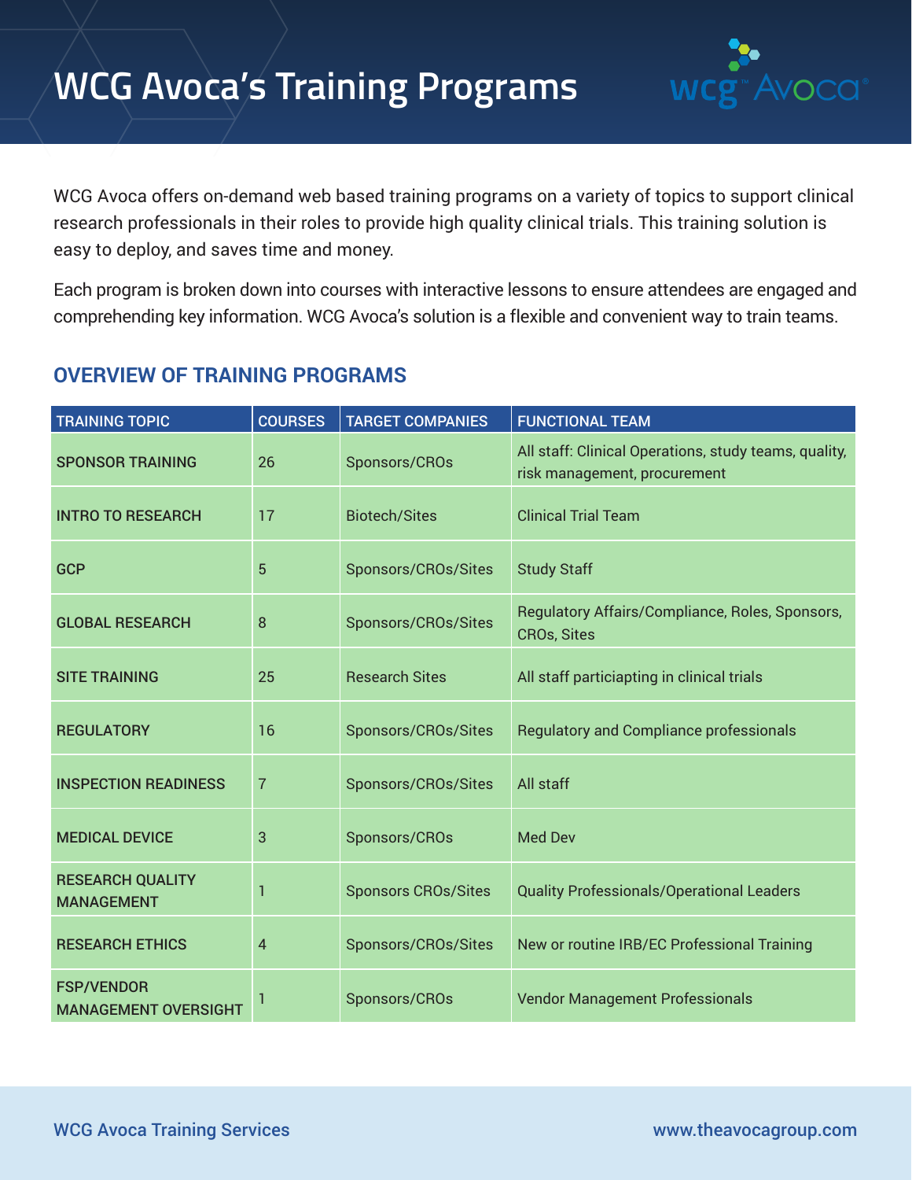# WCG Avoca's Training Programs

WCG Avoca offers on-demand web based training programs on a variety of topics to support clinical research professionals in their roles to provide high quality clinical trials. This training solution is easy to deploy, and saves time and money.

Each program is broken down into courses with interactive lessons to ensure attendees are engaged and comprehending key information. WCG Avoca's solution is a flexible and convenient way to train teams.

## OVERVIEW OF TRAINING PROGRAMS

| TRAINING TOPIC | COURSES | TARGET COMPANIES | FUNCTIONAL TEAM |
|---|---|---|---|
| SPONSOR TRAINING | 26 | Sponsors/CROs | All staff: Clinical Operations, study teams, quality, risk management, procurement |
| INTRO TO RESEARCH | 17 | Biotech/Sites | Clinical Trial Team |
| GCP | 5 | Sponsors/CROs/Sites | Study Staff |
| GLOBAL RESEARCH | 8 | Sponsors/CROs/Sites | Regulatory Affairs/Compliance, Roles, Sponsors, CROs, Sites |
| SITE TRAINING | 25 | Research Sites | All staff particiapting in clinical trials |
| REGULATORY | 16 | Sponsors/CROs/Sites | Regulatory and Compliance professionals |
| INSPECTION READINESS | 7 | Sponsors/CROs/Sites | All staff |
| MEDICAL DEVICE | 3 | Sponsors/CROs | Med Dev |
| RESEARCH QUALITY MANAGEMENT | 1 | Sponsors CROs/Sites | Quality Professionals/Operational Leaders |
| RESEARCH ETHICS | 4 | Sponsors/CROs/Sites | New or routine IRB/EC Professional Training |
| FSP/VENDOR MANAGEMENT OVERSIGHT | 1 | Sponsors/CROs | Vendor Management Professionals |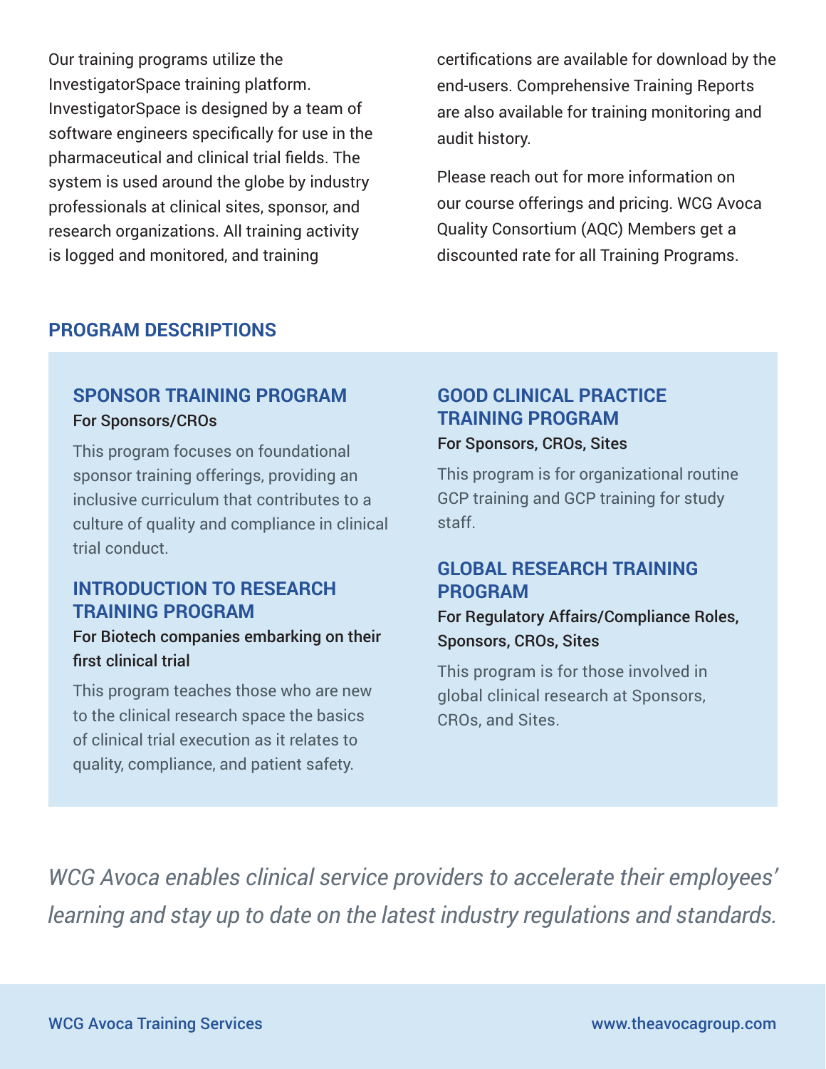Our training programs utilize the InvestigatorSpace training platform. InvestigatorSpace is designed by a team of software engineers specifically for use in the pharmaceutical and clinical trial fields. The system is used around the globe by industry professionals at clinical sites, sponsor, and research organizations. All training activity is logged and monitored, and training certifications are available for download by the end-users. Comprehensive Training Reports are also available for training monitoring and audit history.

Please reach out for more information on our course offerings and pricing. WCG Avoca Quality Consortium (AQC) Members get a discounted rate for all Training Programs.

## PROGRAM DESCRIPTIONS

### SPONSOR TRAINING PROGRAM

**For Sponsors/CROs**

This program focuses on foundational sponsor training offerings, providing an inclusive curriculum that contributes to a culture of quality and compliance in clinical trial conduct.

### INTRODUCTION TO RESEARCH TRAINING PROGRAM

**For Biotech companies embarking on their first clinical trial**

This program teaches those who are new to the clinical research space the basics of clinical trial execution as it relates to quality, compliance, and patient safety.

### GOOD CLINICAL PRACTICE TRAINING PROGRAM

**For Sponsors, CROs, Sites**

This program is for organizational routine GCP training and GCP training for study staff.

### GLOBAL RESEARCH TRAINING PROGRAM

**For Regulatory Affairs/Compliance Roles, Sponsors, CROs, Sites**

This program is for those involved in global clinical research at Sponsors, CROs, and Sites.

*WCG Avoca enables clinical service providers to accelerate their employees' learning and stay up to date on the latest industry regulations and standards.*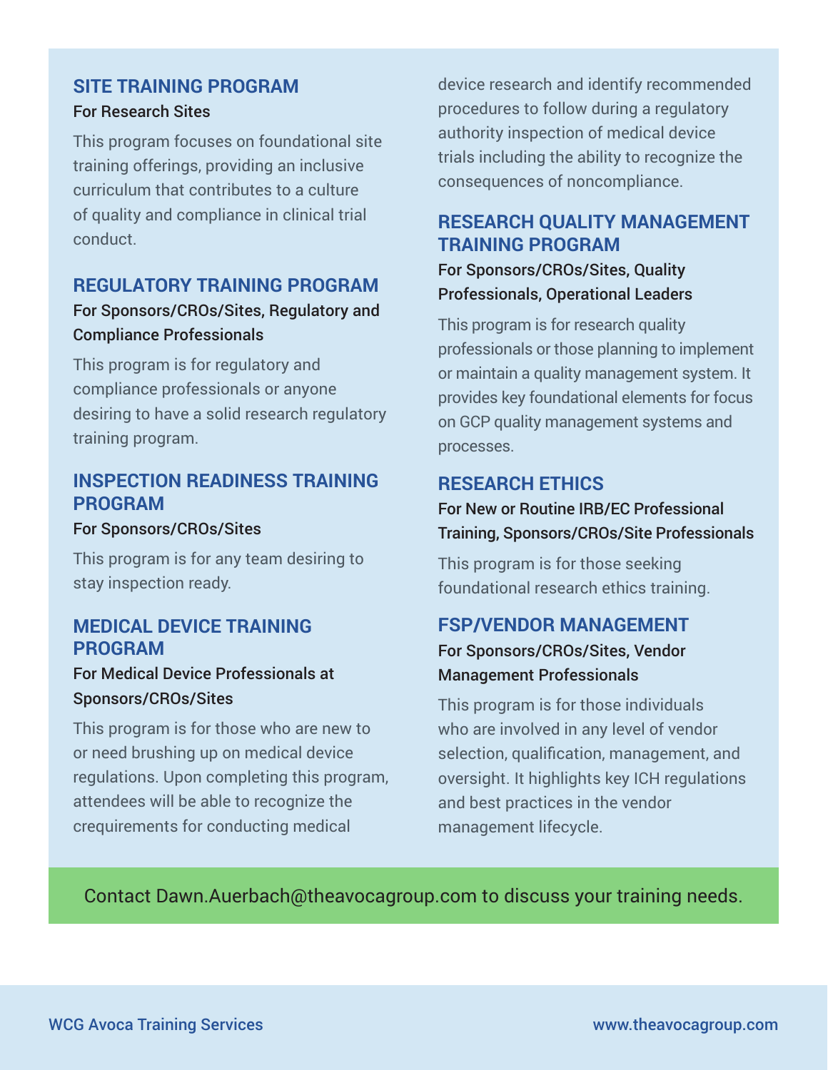## SITE TRAINING PROGRAM

**For Research Sites**

This program focuses on foundational site training offerings, providing an inclusive curriculum that contributes to a culture of quality and compliance in clinical trial conduct.

## REGULATORY TRAINING PROGRAM

**For Sponsors/CROs/Sites, Regulatory and Compliance Professionals**

This program is for regulatory and compliance professionals or anyone desiring to have a solid research regulatory training program.

## INSPECTION READINESS TRAINING PROGRAM

**For Sponsors/CROs/Sites**

This program is for any team desiring to stay inspection ready.

## MEDICAL DEVICE TRAINING PROGRAM

**For Medical Device Professionals at Sponsors/CROs/Sites**

This program is for those who are new to or need brushing up on medical device regulations. Upon completing this program, attendees will be able to recognize the crequirements for conducting medical device research and identify recommended procedures to follow during a regulatory authority inspection of medical device trials including the ability to recognize the consequences of noncompliance.

## RESEARCH QUALITY MANAGEMENT TRAINING PROGRAM

**For Sponsors/CROs/Sites, Quality Professionals, Operational Leaders**

This program is for research quality professionals or those planning to implement or maintain a quality management system. It provides key foundational elements for focus on GCP quality management systems and processes.

## RESEARCH ETHICS

**For New or Routine IRB/EC Professional Training, Sponsors/CROs/Site Professionals**

This program is for those seeking foundational research ethics training.

## FSP/VENDOR MANAGEMENT

**For Sponsors/CROs/Sites, Vendor Management Professionals**

This program is for those individuals who are involved in any level of vendor selection, qualification, management, and oversight. It highlights key ICH regulations and best practices in the vendor management lifecycle.

Contact Dawn.Auerbach@theavocagroup.com to discuss your training needs.